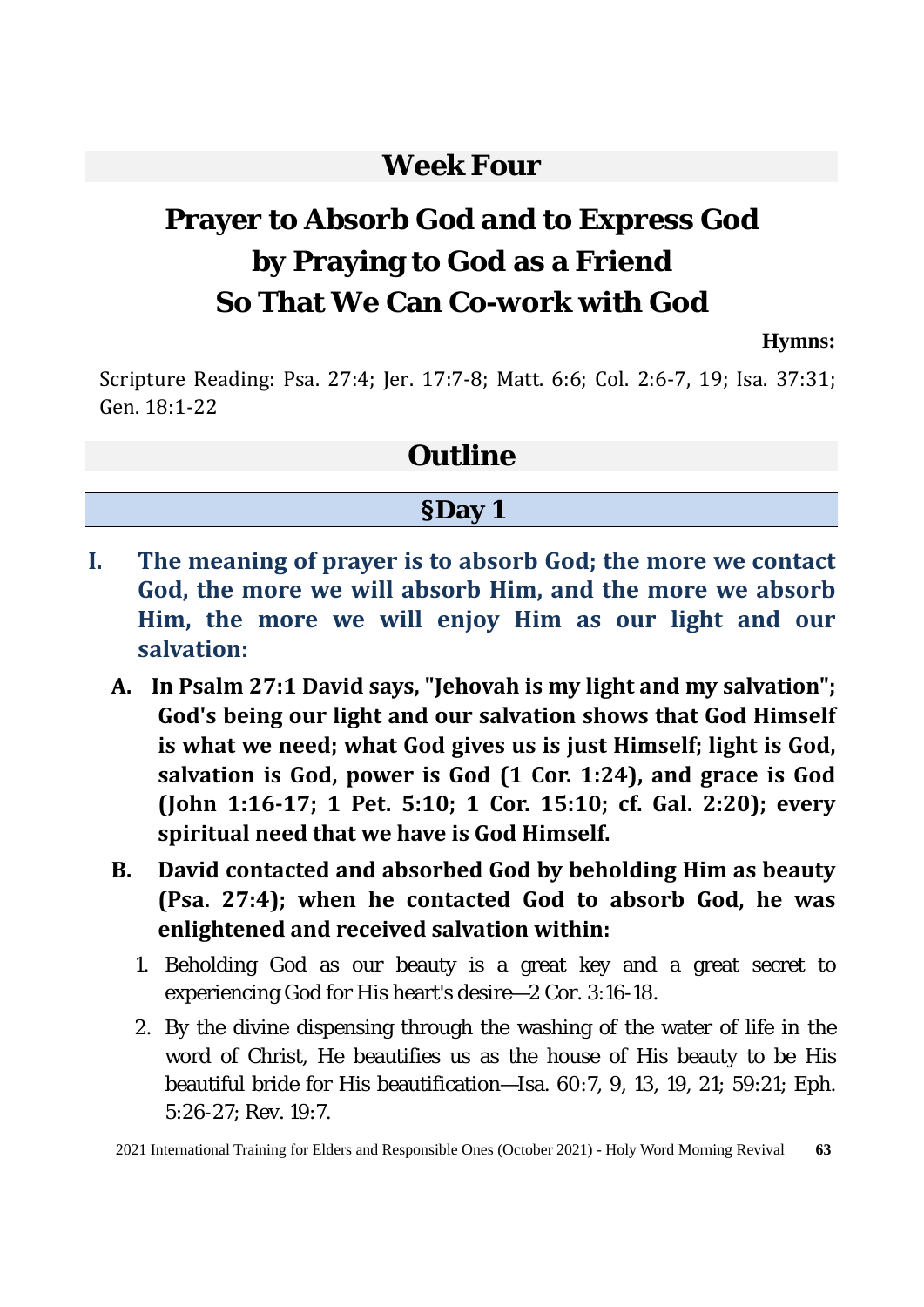## Week Four

# Prayer to Absorb God and to Express God by Praying to God as a Friend So That We Can Co-work with God

**Hymns:**

Scripture Reading: Psa. 27:4; Jer. 17:7-8; Matt. 6:6; Col. 2:6-7, 19; Isa. 37:31; Gen. 18:1-22

## Outline

### §Day 1

**I. The meaning of prayer is to absorb God; the more we contact God, the more we will absorb Him, and the more we absorb Him, the more we will enjoy Him as our light and our salvation:**

**A. In Psalm 27:1 David says, "Jehovah is my light and my salvation"; God's being our light and our salvation shows that God Himself is what we need; what God gives us is just Himself; light is God, salvation is God, power is God (1 Cor. 1:24), and grace is God (John 1:16-17; 1 Pet. 5:10; 1 Cor. 15:10; cf. Gal. 2:20); every spiritual need that we have is God Himself.**

**B. David contacted and absorbed God by beholding Him as beauty (Psa. 27:4); when he contacted God to absorb God, he was enlightened and received salvation within:**

1. Beholding God as our beauty is a great key and a great secret to experiencing God for His heart's desire—2 Cor. 3:16-18.
2. By the divine dispensing through the washing of the water of life in the word of Christ, He beautifies us as the house of His beauty to be His beautiful bride for His beautification—Isa. 60:7, 9, 13, 19, 21; 59:21; Eph. 5:26-27; Rev. 19:7.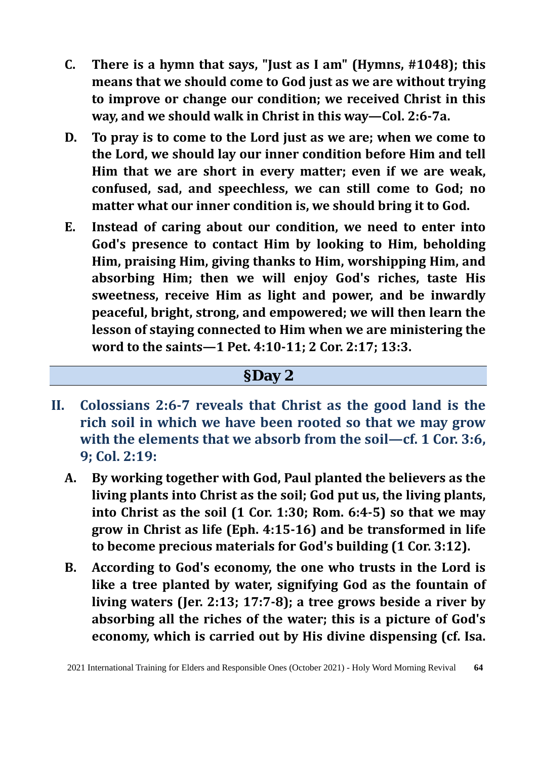C. **There is a hymn that says, "Just as I am" (Hymns, #1048); this means that we should come to God just as we are without trying to improve or change our condition; we received Christ in this way, and we should walk in Christ in this way—Col. 2:6-7a.**

D. **To pray is to come to the Lord just as we are; when we come to the Lord, we should lay our inner condition before Him and tell Him that we are short in every matter; even if we are weak, confused, sad, and speechless, we can still come to God; no matter what our inner condition is, we should bring it to God.**

E. **Instead of caring about our condition, we need to enter into God's presence to contact Him by looking to Him, beholding Him, praising Him, giving thanks to Him, worshipping Him, and absorbing Him; then we will enjoy God's riches, taste His sweetness, receive Him as light and power, and be inwardly peaceful, bright, strong, and empowered; we will then learn the lesson of staying connected to Him when we are ministering the word to the saints—1 Pet. 4:10-11; 2 Cor. 2:17; 13:3.**

## §Day 2

II. **Colossians 2:6-7 reveals that Christ as the good land is the rich soil in which we have been rooted so that we may grow with the elements that we absorb from the soil—cf. 1 Cor. 3:6, 9; Col. 2:19:**

A. **By working together with God, Paul planted the believers as the living plants into Christ as the soil; God put us, the living plants, into Christ as the soil (1 Cor. 1:30; Rom. 6:4-5) so that we may grow in Christ as life (Eph. 4:15-16) and be transformed in life to become precious materials for God's building (1 Cor. 3:12).**

B. **According to God's economy, the one who trusts in the Lord is like a tree planted by water, signifying God as the fountain of living waters (Jer. 2:13; 17:7-8); a tree grows beside a river by absorbing all the riches of the water; this is a picture of God's economy, which is carried out by His divine dispensing (cf. Isa.**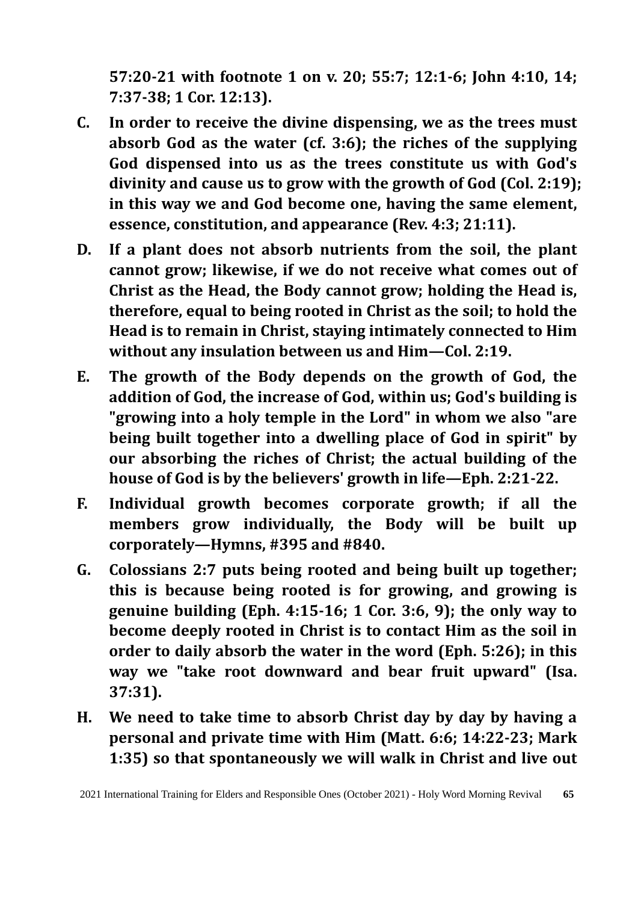**57:20-21 with footnote 1 on v. 20; 55:7; 12:1-6; John 4:10, 14; 7:37-38; 1 Cor. 12:13).**

**C. In order to receive the divine dispensing, we as the trees must absorb God as the water (cf. 3:6); the riches of the supplying God dispensed into us as the trees constitute us with God's divinity and cause us to grow with the growth of God (Col. 2:19); in this way we and God become one, having the same element, essence, constitution, and appearance (Rev. 4:3; 21:11).**

**D. If a plant does not absorb nutrients from the soil, the plant cannot grow; likewise, if we do not receive what comes out of Christ as the Head, the Body cannot grow; holding the Head is, therefore, equal to being rooted in Christ as the soil; to hold the Head is to remain in Christ, staying intimately connected to Him without any insulation between us and Him—Col. 2:19.**

**E. The growth of the Body depends on the growth of God, the addition of God, the increase of God, within us; God's building is "growing into a holy temple in the Lord" in whom we also "are being built together into a dwelling place of God in spirit" by our absorbing the riches of Christ; the actual building of the house of God is by the believers' growth in life—Eph. 2:21-22.**

**F. Individual growth becomes corporate growth; if all the members grow individually, the Body will be built up corporately—Hymns, #395 and #840.**

**G. Colossians 2:7 puts being rooted and being built up together; this is because being rooted is for growing, and growing is genuine building (Eph. 4:15-16; 1 Cor. 3:6, 9); the only way to become deeply rooted in Christ is to contact Him as the soil in order to daily absorb the water in the word (Eph. 5:26); in this way we "take root downward and bear fruit upward" (Isa. 37:31).**

**H. We need to take time to absorb Christ day by day by having a personal and private time with Him (Matt. 6:6; 14:22-23; Mark 1:35) so that spontaneously we will walk in Christ and live out**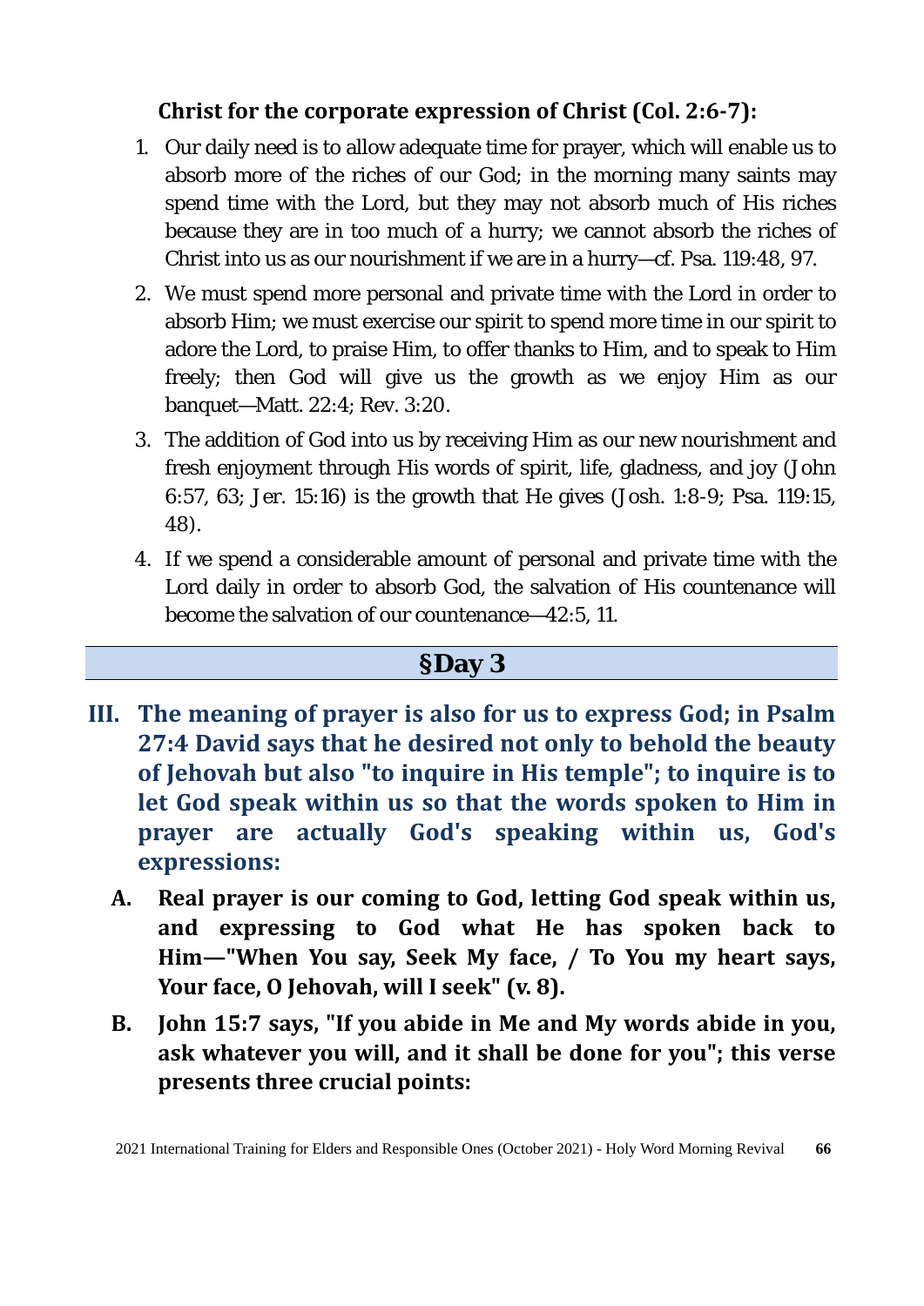**Christ for the corporate expression of Christ (Col. 2:6-7):**

1. Our daily need is to allow adequate time for prayer, which will enable us to absorb more of the riches of our God; in the morning many saints may spend time with the Lord, but they may not absorb much of His riches because they are in too much of a hurry; we cannot absorb the riches of Christ into us as our nourishment if we are in a hurry—cf. Psa. 119:48, 97.
2. We must spend more personal and private time with the Lord in order to absorb Him; we must exercise our spirit to spend more time in our spirit to adore the Lord, to praise Him, to offer thanks to Him, and to speak to Him freely; then God will give us the growth as we enjoy Him as our banquet—Matt. 22:4; Rev. 3:20.
3. The addition of God into us by receiving Him as our new nourishment and fresh enjoyment through His words of spirit, life, gladness, and joy (John 6:57, 63; Jer. 15:16) is the growth that He gives (Josh. 1:8-9; Psa. 119:15, 48).
4. If we spend a considerable amount of personal and private time with the Lord daily in order to absorb God, the salvation of His countenance will become the salvation of our countenance—42:5, 11.

## §Day 3

### III. The meaning of prayer is also for us to express God; in Psalm 27:4 David says that he desired not only to behold the beauty of Jehovah but also "to inquire in His temple"; to inquire is to let God speak within us so that the words spoken to Him in prayer are actually God's speaking within us, God's expressions:

**A. Real prayer is our coming to God, letting God speak within us, and expressing to God what He has spoken back to Him—"When You say, Seek My face, / To You my heart says, Your face, O Jehovah, will I seek" (v. 8).**

**B. John 15:7 says, "If you abide in Me and My words abide in you, ask whatever you will, and it shall be done for you"; this verse presents three crucial points:**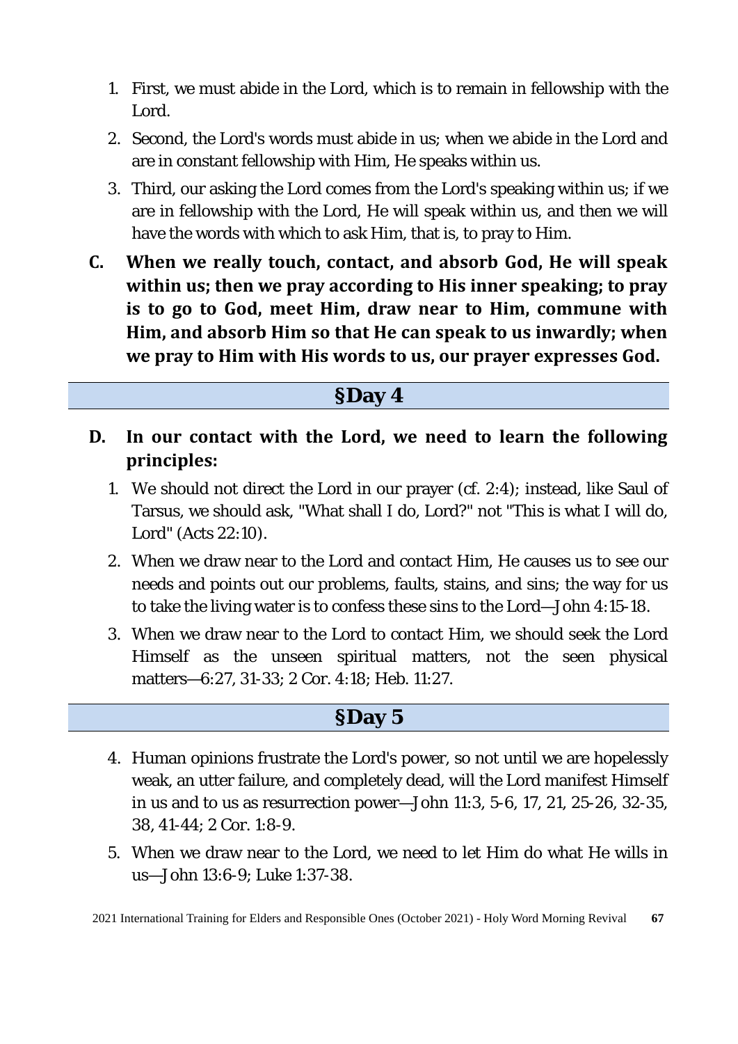1. First, we must abide in the Lord, which is to remain in fellowship with the Lord.
2. Second, the Lord's words must abide in us; when we abide in the Lord and are in constant fellowship with Him, He speaks within us.
3. Third, our asking the Lord comes from the Lord's speaking within us; if we are in fellowship with the Lord, He will speak within us, and then we will have the words with which to ask Him, that is, to pray to Him.

**C. When we really touch, contact, and absorb God, He will speak within us; then we pray according to His inner speaking; to pray is to go to God, meet Him, draw near to Him, commune with Him, and absorb Him so that He can speak to us inwardly; when we pray to Him with His words to us, our prayer expresses God.**

## §Day 4

**D. In our contact with the Lord, we need to learn the following principles:**

1. We should not direct the Lord in our prayer (cf. 2:4); instead, like Saul of Tarsus, we should ask, "What shall I do, Lord?" not "This is what I will do, Lord" (Acts 22:10).
2. When we draw near to the Lord and contact Him, He causes us to see our needs and points out our problems, faults, stains, and sins; the way for us to take the living water is to confess these sins to the Lord—John 4:15-18.
3. When we draw near to the Lord to contact Him, we should seek the Lord Himself as the unseen spiritual matters, not the seen physical matters—6:27, 31-33; 2 Cor. 4:18; Heb. 11:27.

## §Day 5

4. Human opinions frustrate the Lord's power, so not until we are hopelessly weak, an utter failure, and completely dead, will the Lord manifest Himself in us and to us as resurrection power—John 11:3, 5-6, 17, 21, 25-26, 32-35, 38, 41-44; 2 Cor. 1:8-9.
5. When we draw near to the Lord, we need to let Him do what He wills in us—John 13:6-9; Luke 1:37-38.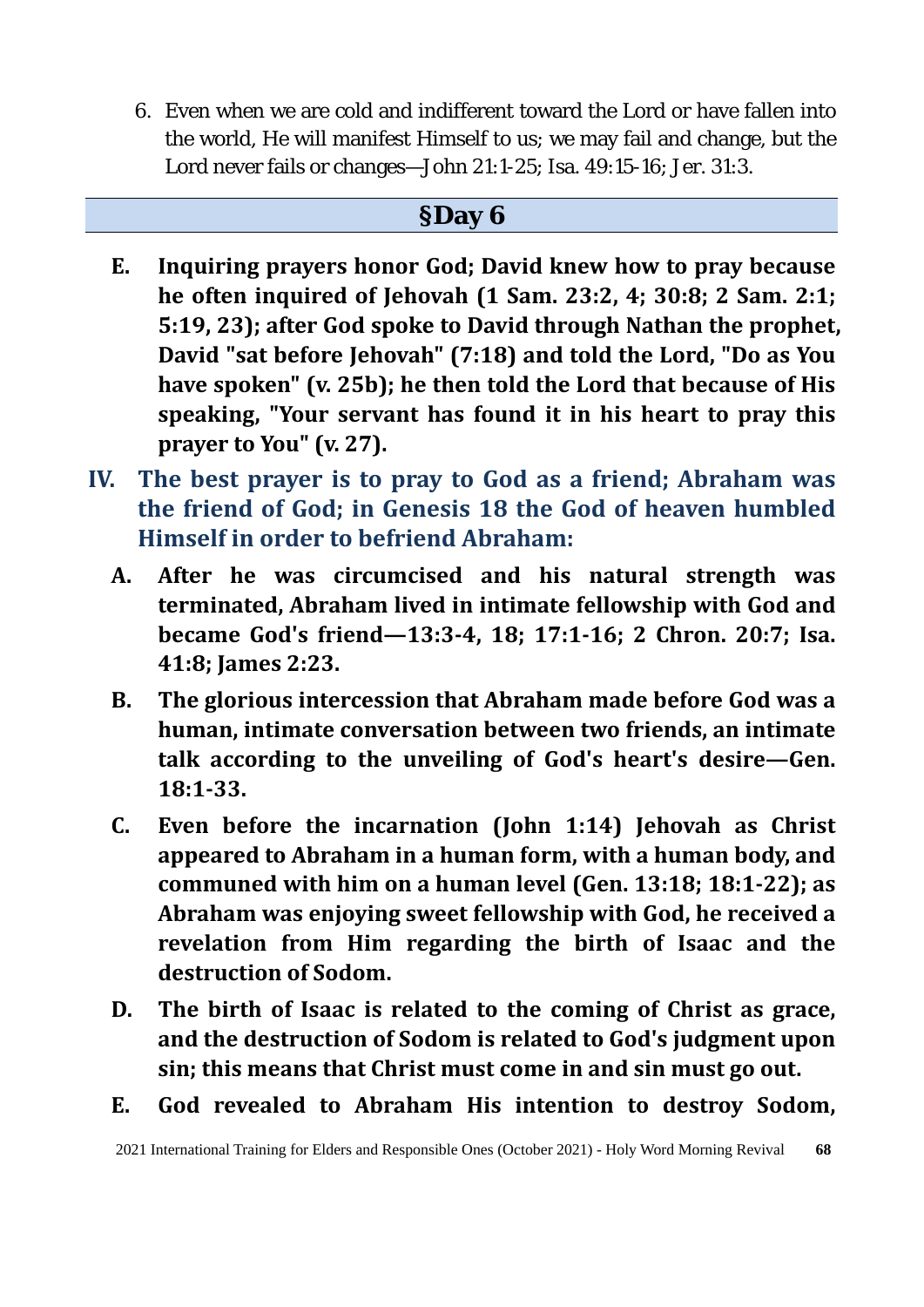6. Even when we are cold and indifferent toward the Lord or have fallen into the world, He will manifest Himself to us; we may fail and change, but the Lord never fails or changes—John 21:1-25; Isa. 49:15-16; Jer. 31:3.

## §Day 6

**E. Inquiring prayers honor God; David knew how to pray because he often inquired of Jehovah (1 Sam. 23:2, 4; 30:8; 2 Sam. 2:1; 5:19, 23); after God spoke to David through Nathan the prophet, David "sat before Jehovah" (7:18) and told the Lord, "Do as You have spoken" (v. 25b); he then told the Lord that because of His speaking, "Your servant has found it in his heart to pray this prayer to You" (v. 27).**

### IV. The best prayer is to pray to God as a friend; Abraham was the friend of God; in Genesis 18 the God of heaven humbled Himself in order to befriend Abraham:

**A. After he was circumcised and his natural strength was terminated, Abraham lived in intimate fellowship with God and became God's friend—13:3-4, 18; 17:1-16; 2 Chron. 20:7; Isa. 41:8; James 2:23.**

**B. The glorious intercession that Abraham made before God was a human, intimate conversation between two friends, an intimate talk according to the unveiling of God's heart's desire—Gen. 18:1-33.**

**C. Even before the incarnation (John 1:14) Jehovah as Christ appeared to Abraham in a human form, with a human body, and communed with him on a human level (Gen. 13:18; 18:1-22); as Abraham was enjoying sweet fellowship with God, he received a revelation from Him regarding the birth of Isaac and the destruction of Sodom.**

**D. The birth of Isaac is related to the coming of Christ as grace, and the destruction of Sodom is related to God's judgment upon sin; this means that Christ must come in and sin must go out.**

**E. God revealed to Abraham His intention to destroy Sodom,**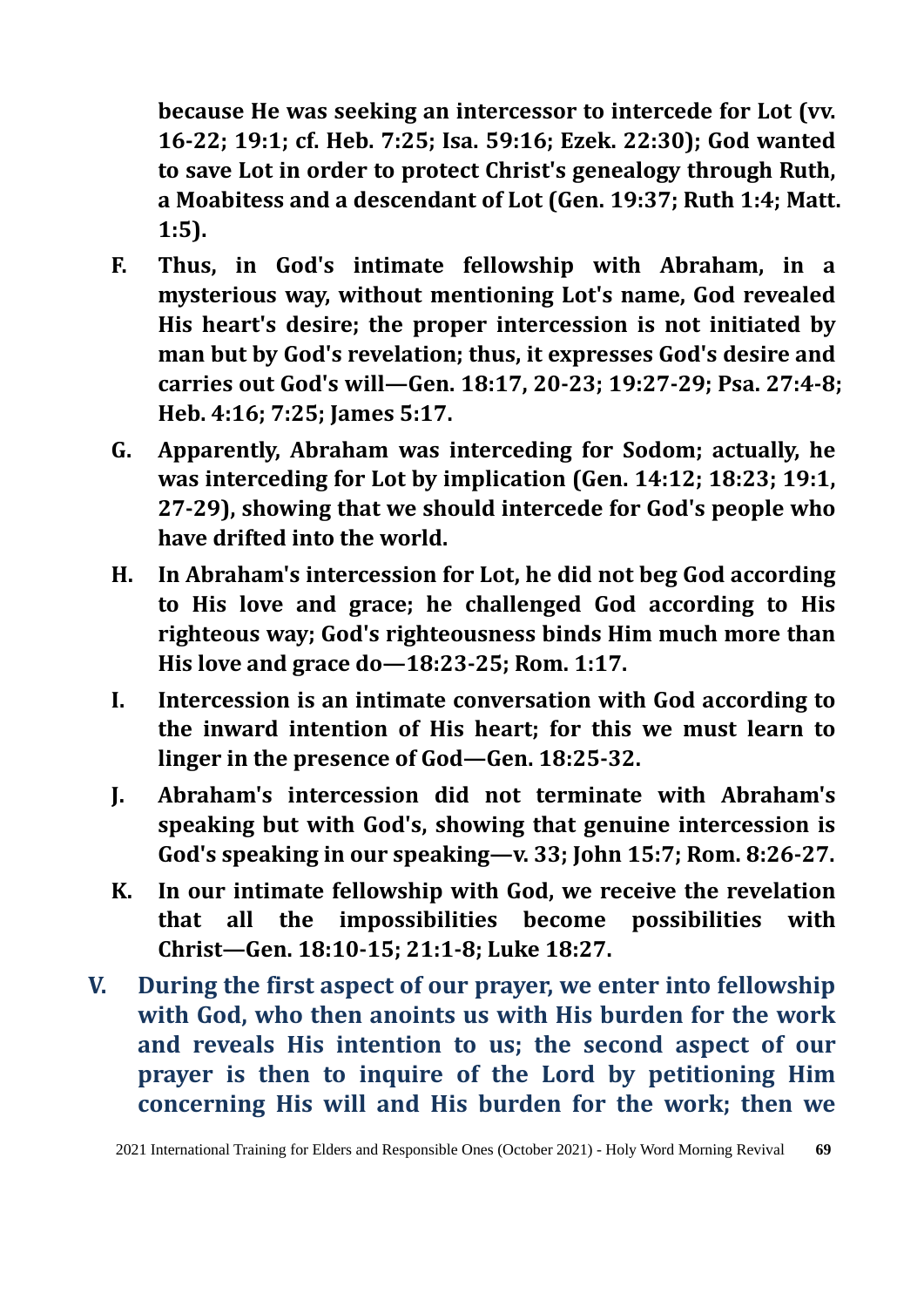**because He was seeking an intercessor to intercede for Lot (vv. 16-22; 19:1; cf. Heb. 7:25; Isa. 59:16; Ezek. 22:30); God wanted to save Lot in order to protect Christ's genealogy through Ruth, a Moabitess and a descendant of Lot (Gen. 19:37; Ruth 1:4; Matt. 1:5).**

- **F. Thus, in God's intimate fellowship with Abraham, in a mysterious way, without mentioning Lot's name, God revealed His heart's desire; the proper intercession is not initiated by man but by God's revelation; thus, it expresses God's desire and carries out God's will—Gen. 18:17, 20-23; 19:27-29; Psa. 27:4-8; Heb. 4:16; 7:25; James 5:17.**
- **G. Apparently, Abraham was interceding for Sodom; actually, he was interceding for Lot by implication (Gen. 14:12; 18:23; 19:1, 27-29), showing that we should intercede for God's people who have drifted into the world.**
- **H. In Abraham's intercession for Lot, he did not beg God according to His love and grace; he challenged God according to His righteous way; God's righteousness binds Him much more than His love and grace do—18:23-25; Rom. 1:17.**
- **I. Intercession is an intimate conversation with God according to the inward intention of His heart; for this we must learn to linger in the presence of God—Gen. 18:25-32.**
- **J. Abraham's intercession did not terminate with Abraham's speaking but with God's, showing that genuine intercession is God's speaking in our speaking—v. 33; John 15:7; Rom. 8:26-27.**
- **K. In our intimate fellowship with God, we receive the revelation that all the impossibilities become possibilities with Christ—Gen. 18:10-15; 21:1-8; Luke 18:27.**

**V. During the first aspect of our prayer, we enter into fellowship with God, who then anoints us with His burden for the work and reveals His intention to us; the second aspect of our prayer is then to inquire of the Lord by petitioning Him concerning His will and His burden for the work; then we**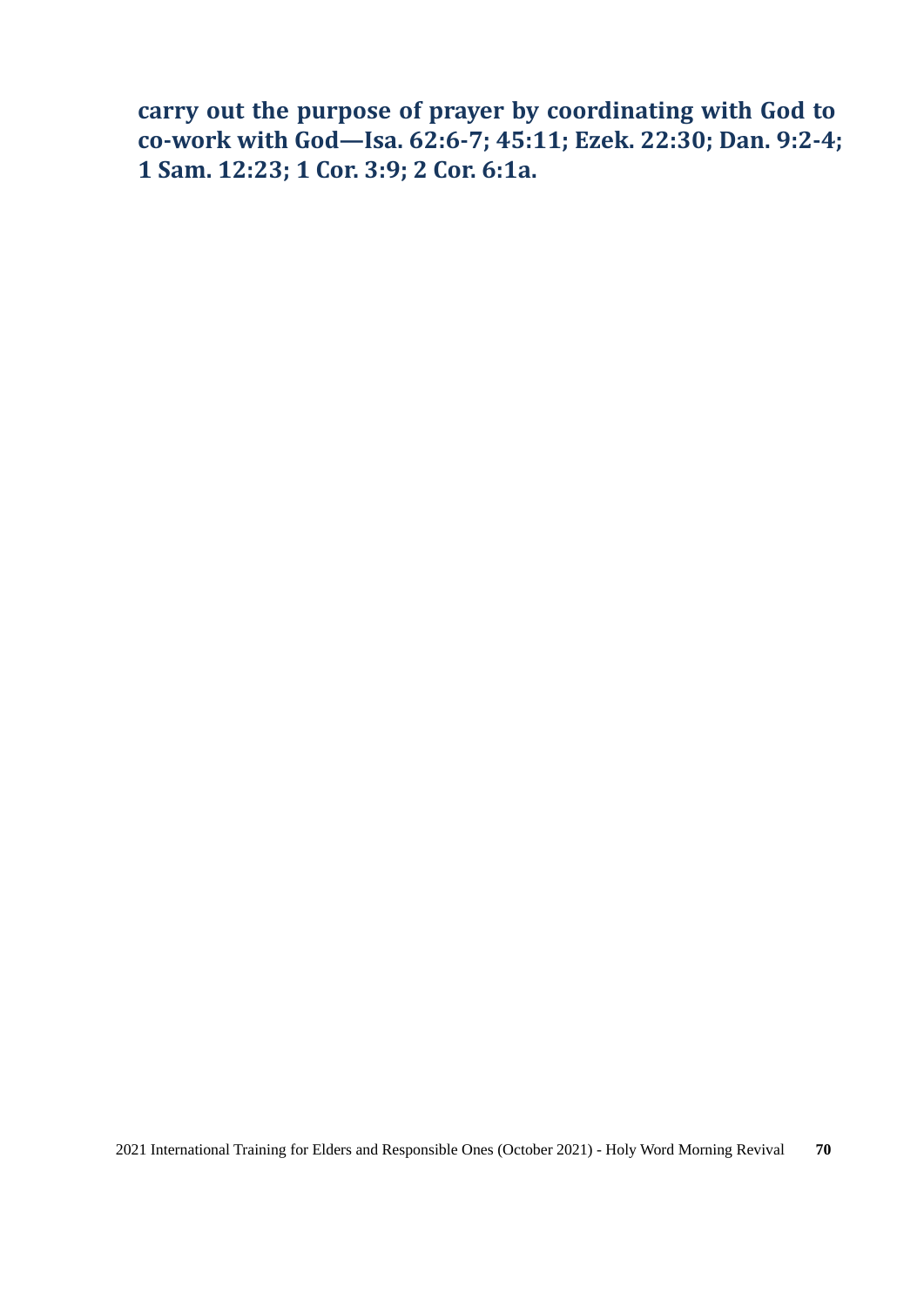**carry out the purpose of prayer by coordinating with God to co-work with God—Isa. 62:6-7; 45:11; Ezek. 22:30; Dan. 9:2-4; 1 Sam. 12:23; 1 Cor. 3:9; 2 Cor. 6:1a.**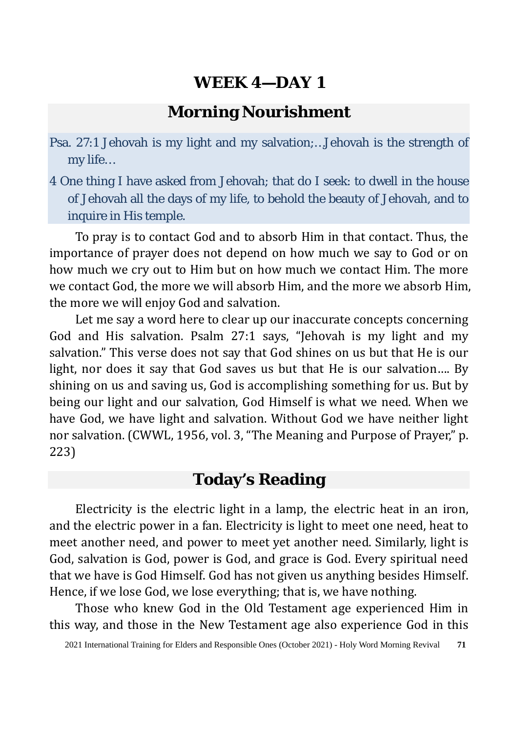# WEEK 4—DAY 1

## Morning Nourishment

Psa. 27:1 Jehovah is my light and my salvation;…Jehovah is the strength of my life…

4 One thing I have asked from Jehovah; that do I seek: to dwell in the house of Jehovah all the days of my life, to behold the beauty of Jehovah, and to inquire in His temple.

To pray is to contact God and to absorb Him in that contact. Thus, the importance of prayer does not depend on how much we say to God or on how much we cry out to Him but on how much we contact Him. The more we contact God, the more we will absorb Him, and the more we absorb Him, the more we will enjoy God and salvation.

Let me say a word here to clear up our inaccurate concepts concerning God and His salvation. Psalm 27:1 says, "Jehovah is my light and my salvation." This verse does not say that God shines on us but that He is our light, nor does it say that God saves us but that He is our salvation…. By shining on us and saving us, God is accomplishing something for us. But by being our light and our salvation, God Himself is what we need. When we have God, we have light and salvation. Without God we have neither light nor salvation. (CWWL, 1956, vol. 3, "The Meaning and Purpose of Prayer," p. 223)

## Today's Reading

Electricity is the electric light in a lamp, the electric heat in an iron, and the electric power in a fan. Electricity is light to meet one need, heat to meet another need, and power to meet yet another need. Similarly, light is God, salvation is God, power is God, and grace is God. Every spiritual need that we have is God Himself. God has not given us anything besides Himself. Hence, if we lose God, we lose everything; that is, we have nothing.

Those who knew God in the Old Testament age experienced Him in this way, and those in the New Testament age also experience God in this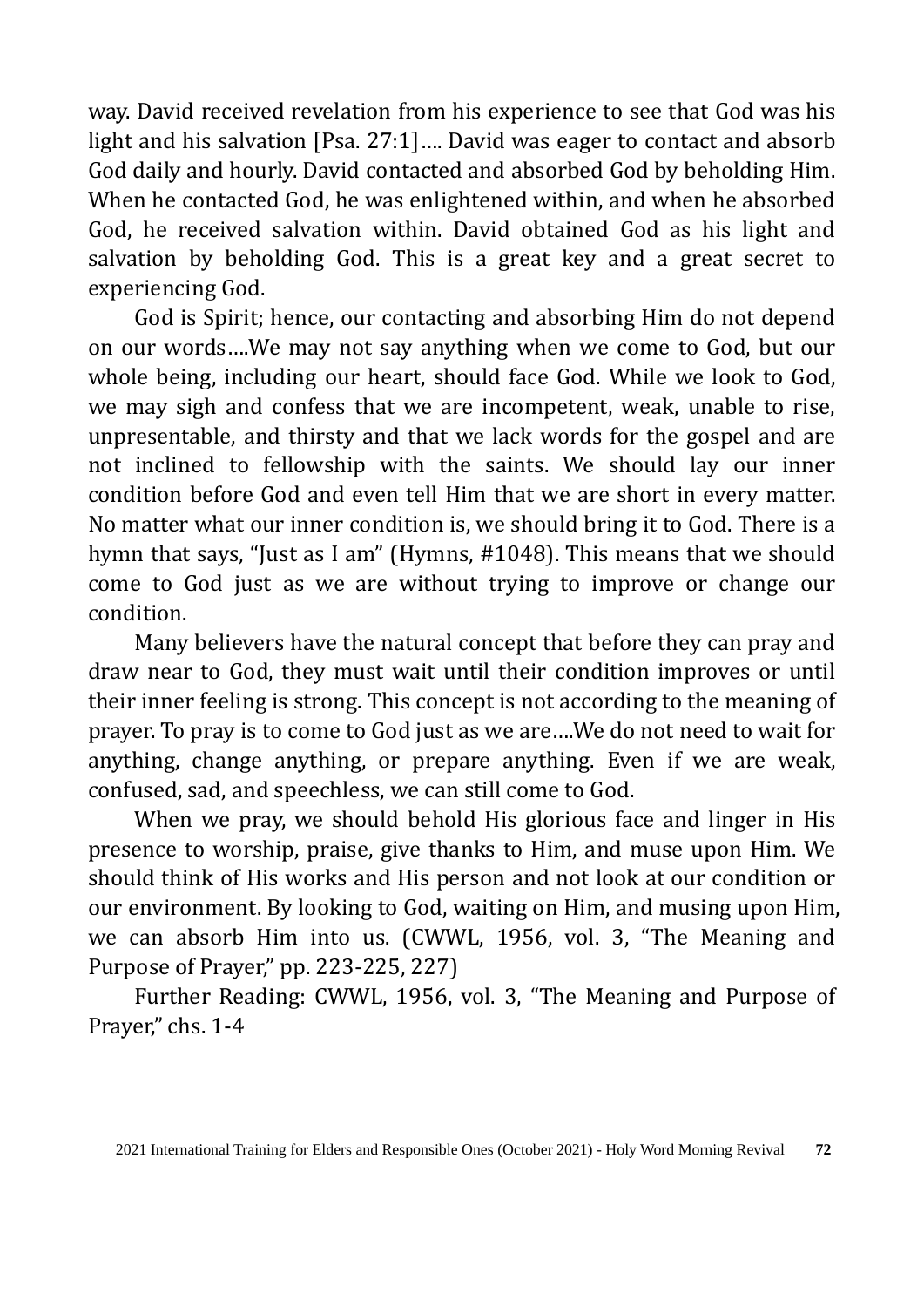way. David received revelation from his experience to see that God was his light and his salvation [Psa. 27:1]…. David was eager to contact and absorb God daily and hourly. David contacted and absorbed God by beholding Him. When he contacted God, he was enlightened within, and when he absorbed God, he received salvation within. David obtained God as his light and salvation by beholding God. This is a great key and a great secret to experiencing God.

God is Spirit; hence, our contacting and absorbing Him do not depend on our words….We may not say anything when we come to God, but our whole being, including our heart, should face God. While we look to God, we may sigh and confess that we are incompetent, weak, unable to rise, unpresentable, and thirsty and that we lack words for the gospel and are not inclined to fellowship with the saints. We should lay our inner condition before God and even tell Him that we are short in every matter. No matter what our inner condition is, we should bring it to God. There is a hymn that says, "Just as I am" (Hymns, #1048). This means that we should come to God just as we are without trying to improve or change our condition.

Many believers have the natural concept that before they can pray and draw near to God, they must wait until their condition improves or until their inner feeling is strong. This concept is not according to the meaning of prayer. To pray is to come to God just as we are….We do not need to wait for anything, change anything, or prepare anything. Even if we are weak, confused, sad, and speechless, we can still come to God.

When we pray, we should behold His glorious face and linger in His presence to worship, praise, give thanks to Him, and muse upon Him. We should think of His works and His person and not look at our condition or our environment. By looking to God, waiting on Him, and musing upon Him, we can absorb Him into us. (CWWL, 1956, vol. 3, "The Meaning and Purpose of Prayer," pp. 223-225, 227)

Further Reading: CWWL, 1956, vol. 3, "The Meaning and Purpose of Prayer," chs. 1-4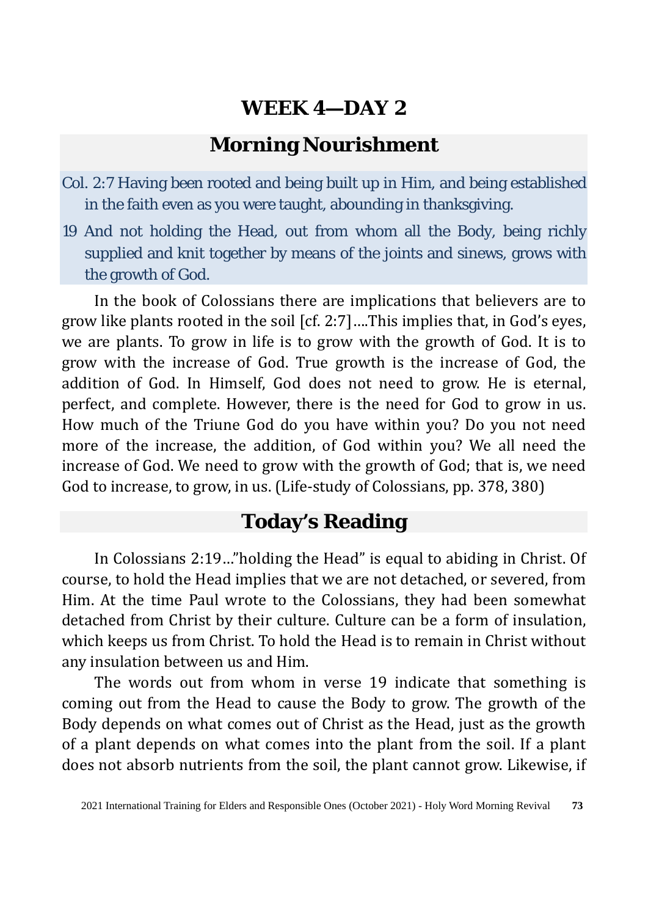# WEEK 4—DAY 2

## Morning Nourishment

Col. 2:7 Having been rooted and being built up in Him, and being established in the faith even as you were taught, abounding in thanksgiving.

19 And not holding the Head, out from whom all the Body, being richly supplied and knit together by means of the joints and sinews, grows with the growth of God.

In the book of Colossians there are implications that believers are to grow like plants rooted in the soil [cf. 2:7]….This implies that, in God's eyes, we are plants. To grow in life is to grow with the growth of God. It is to grow with the increase of God. True growth is the increase of God, the addition of God. In Himself, God does not need to grow. He is eternal, perfect, and complete. However, there is the need for God to grow in us. How much of the Triune God do you have within you? Do you not need more of the increase, the addition, of God within you? We all need the increase of God. We need to grow with the growth of God; that is, we need God to increase, to grow, in us. (Life-study of Colossians, pp. 378, 380)

## Today's Reading

In Colossians 2:19…"holding the Head" is equal to abiding in Christ. Of course, to hold the Head implies that we are not detached, or severed, from Him. At the time Paul wrote to the Colossians, they had been somewhat detached from Christ by their culture. Culture can be a form of insulation, which keeps us from Christ. To hold the Head is to remain in Christ without any insulation between us and Him.

The words out from whom in verse 19 indicate that something is coming out from the Head to cause the Body to grow. The growth of the Body depends on what comes out of Christ as the Head, just as the growth of a plant depends on what comes into the plant from the soil. If a plant does not absorb nutrients from the soil, the plant cannot grow. Likewise, if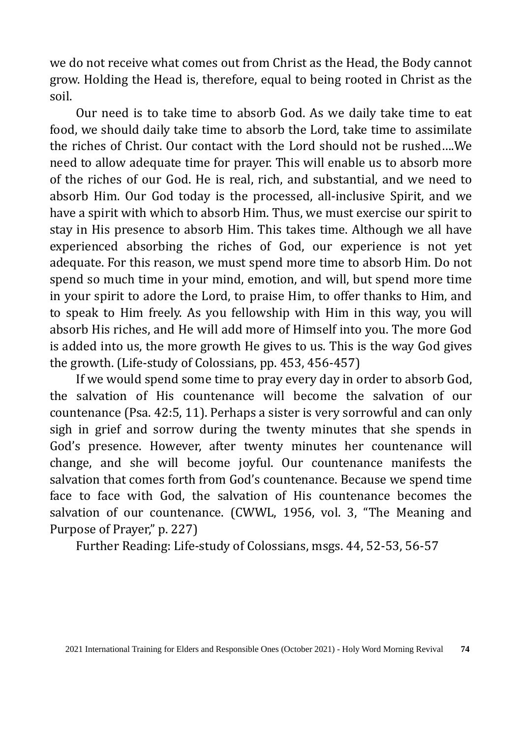we do not receive what comes out from Christ as the Head, the Body cannot grow. Holding the Head is, therefore, equal to being rooted in Christ as the soil.

Our need is to take time to absorb God. As we daily take time to eat food, we should daily take time to absorb the Lord, take time to assimilate the riches of Christ. Our contact with the Lord should not be rushed….We need to allow adequate time for prayer. This will enable us to absorb more of the riches of our God. He is real, rich, and substantial, and we need to absorb Him. Our God today is the processed, all-inclusive Spirit, and we have a spirit with which to absorb Him. Thus, we must exercise our spirit to stay in His presence to absorb Him. This takes time. Although we all have experienced absorbing the riches of God, our experience is not yet adequate. For this reason, we must spend more time to absorb Him. Do not spend so much time in your mind, emotion, and will, but spend more time in your spirit to adore the Lord, to praise Him, to offer thanks to Him, and to speak to Him freely. As you fellowship with Him in this way, you will absorb His riches, and He will add more of Himself into you. The more God is added into us, the more growth He gives to us. This is the way God gives the growth. (Life-study of Colossians, pp. 453, 456-457)

If we would spend some time to pray every day in order to absorb God, the salvation of His countenance will become the salvation of our countenance (Psa. 42:5, 11). Perhaps a sister is very sorrowful and can only sigh in grief and sorrow during the twenty minutes that she spends in God's presence. However, after twenty minutes her countenance will change, and she will become joyful. Our countenance manifests the salvation that comes forth from God's countenance. Because we spend time face to face with God, the salvation of His countenance becomes the salvation of our countenance. (CWWL, 1956, vol. 3, "The Meaning and Purpose of Prayer," p. 227)

Further Reading: Life-study of Colossians, msgs. 44, 52-53, 56-57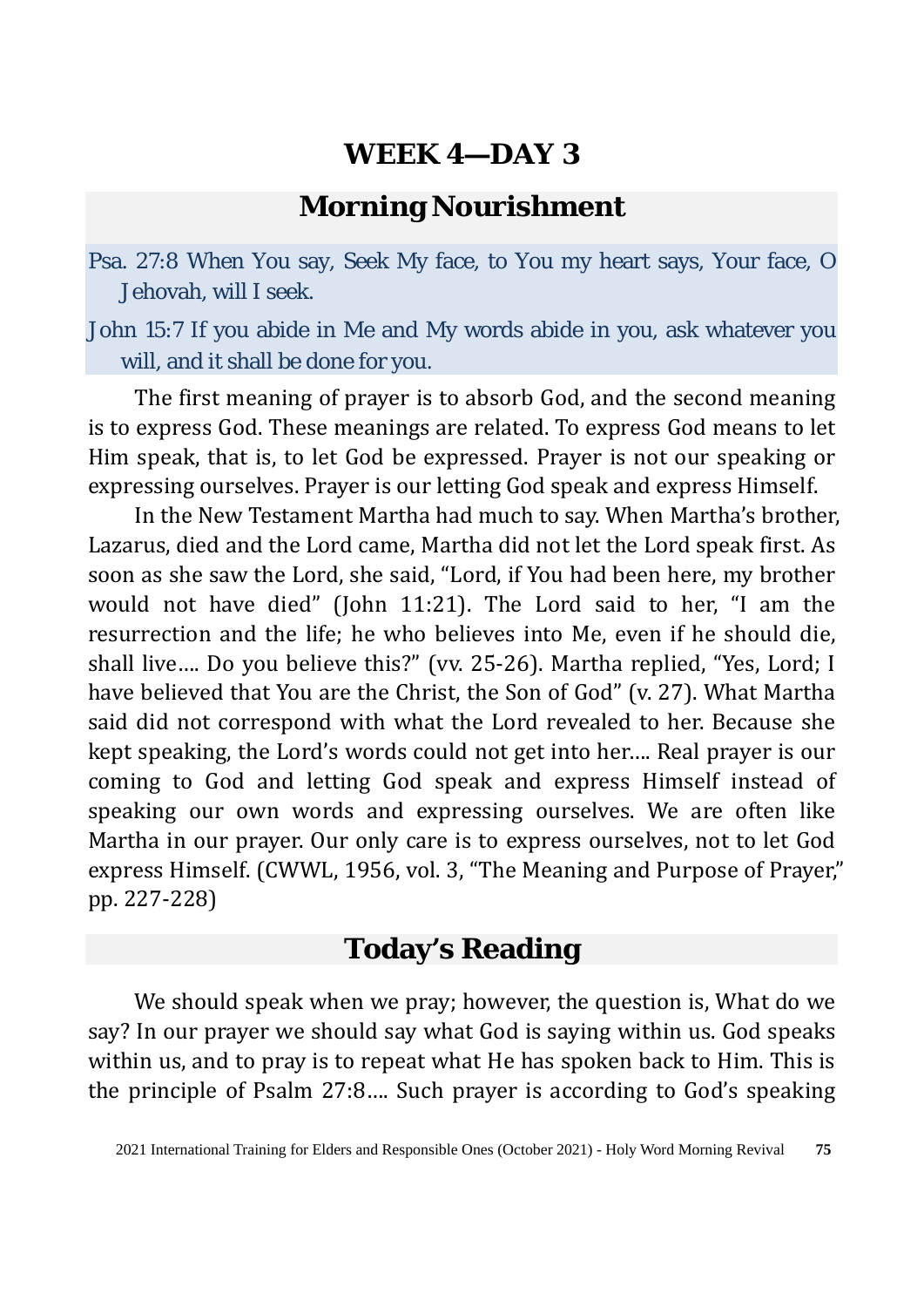# WEEK 4—DAY 3

## Morning Nourishment

Psa. 27:8 When You say, Seek My face, to You my heart says, Your face, O Jehovah, will I seek.

John 15:7 If you abide in Me and My words abide in you, ask whatever you will, and it shall be done for you.

The first meaning of prayer is to absorb God, and the second meaning is to express God. These meanings are related. To express God means to let Him speak, that is, to let God be expressed. Prayer is not our speaking or expressing ourselves. Prayer is our letting God speak and express Himself.

In the New Testament Martha had much to say. When Martha's brother, Lazarus, died and the Lord came, Martha did not let the Lord speak first. As soon as she saw the Lord, she said, "Lord, if You had been here, my brother would not have died" (John 11:21). The Lord said to her, "I am the resurrection and the life; he who believes into Me, even if he should die, shall live…. Do you believe this?" (vv. 25-26). Martha replied, "Yes, Lord; I have believed that You are the Christ, the Son of God" (v. 27). What Martha said did not correspond with what the Lord revealed to her. Because she kept speaking, the Lord's words could not get into her…. Real prayer is our coming to God and letting God speak and express Himself instead of speaking our own words and expressing ourselves. We are often like Martha in our prayer. Our only care is to express ourselves, not to let God express Himself. (CWWL, 1956, vol. 3, "The Meaning and Purpose of Prayer," pp. 227-228)

## Today's Reading

We should speak when we pray; however, the question is, What do we say? In our prayer we should say what God is saying within us. God speaks within us, and to pray is to repeat what He has spoken back to Him. This is the principle of Psalm 27:8…. Such prayer is according to God's speaking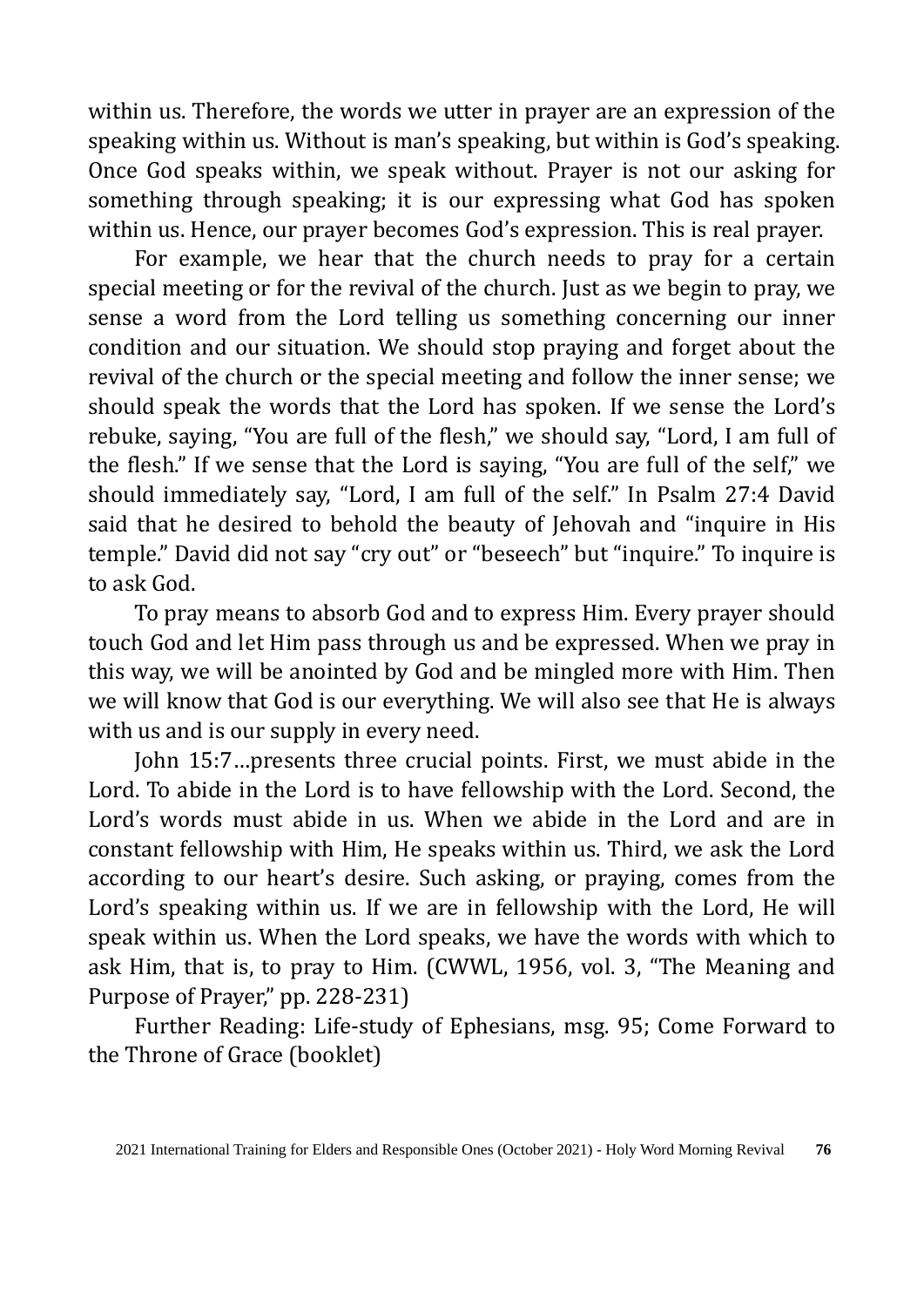within us. Therefore, the words we utter in prayer are an expression of the speaking within us. Without is man's speaking, but within is God's speaking. Once God speaks within, we speak without. Prayer is not our asking for something through speaking; it is our expressing what God has spoken within us. Hence, our prayer becomes God's expression. This is real prayer.

For example, we hear that the church needs to pray for a certain special meeting or for the revival of the church. Just as we begin to pray, we sense a word from the Lord telling us something concerning our inner condition and our situation. We should stop praying and forget about the revival of the church or the special meeting and follow the inner sense; we should speak the words that the Lord has spoken. If we sense the Lord's rebuke, saying, "You are full of the flesh," we should say, "Lord, I am full of the flesh." If we sense that the Lord is saying, "You are full of the self," we should immediately say, "Lord, I am full of the self." In Psalm 27:4 David said that he desired to behold the beauty of Jehovah and "inquire in His temple." David did not say "cry out" or "beseech" but "inquire." To inquire is to ask God.

To pray means to absorb God and to express Him. Every prayer should touch God and let Him pass through us and be expressed. When we pray in this way, we will be anointed by God and be mingled more with Him. Then we will know that God is our everything. We will also see that He is always with us and is our supply in every need.

John 15:7…presents three crucial points. First, we must abide in the Lord. To abide in the Lord is to have fellowship with the Lord. Second, the Lord's words must abide in us. When we abide in the Lord and are in constant fellowship with Him, He speaks within us. Third, we ask the Lord according to our heart's desire. Such asking, or praying, comes from the Lord's speaking within us. If we are in fellowship with the Lord, He will speak within us. When the Lord speaks, we have the words with which to ask Him, that is, to pray to Him. (CWWL, 1956, vol. 3, "The Meaning and Purpose of Prayer," pp. 228-231)

Further Reading: Life-study of Ephesians, msg. 95; Come Forward to the Throne of Grace (booklet)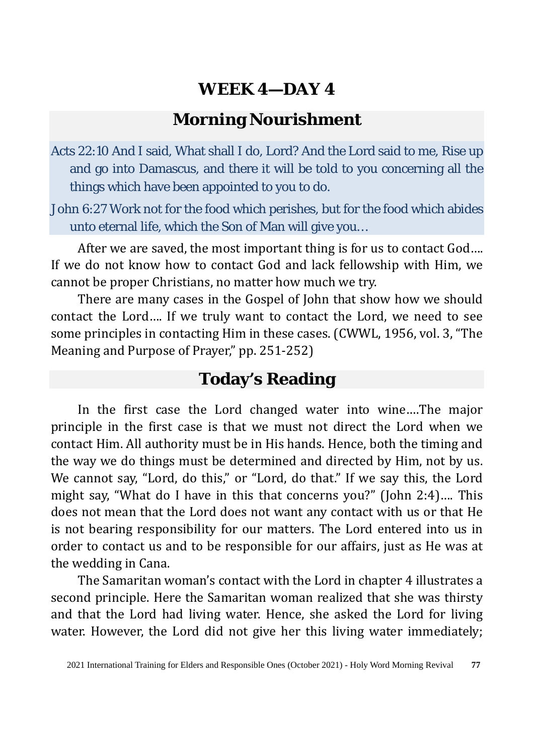## WEEK 4—DAY 4

## Morning Nourishment

Acts 22:10 And I said, What shall I do, Lord? And the Lord said to me, Rise up and go into Damascus, and there it will be told to you concerning all the things which have been appointed to you to do.

John 6:27 Work not for the food which perishes, but for the food which abides unto eternal life, which the Son of Man will give you…

After we are saved, the most important thing is for us to contact God…. If we do not know how to contact God and lack fellowship with Him, we cannot be proper Christians, no matter how much we try.

There are many cases in the Gospel of John that show how we should contact the Lord…. If we truly want to contact the Lord, we need to see some principles in contacting Him in these cases. (CWWL, 1956, vol. 3, "The Meaning and Purpose of Prayer," pp. 251-252)

## Today's Reading

In the first case the Lord changed water into wine….The major principle in the first case is that we must not direct the Lord when we contact Him. All authority must be in His hands. Hence, both the timing and the way we do things must be determined and directed by Him, not by us. We cannot say, "Lord, do this," or "Lord, do that." If we say this, the Lord might say, "What do I have in this that concerns you?" (John 2:4)…. This does not mean that the Lord does not want any contact with us or that He is not bearing responsibility for our matters. The Lord entered into us in order to contact us and to be responsible for our affairs, just as He was at the wedding in Cana.

The Samaritan woman's contact with the Lord in chapter 4 illustrates a second principle. Here the Samaritan woman realized that she was thirsty and that the Lord had living water. Hence, she asked the Lord for living water. However, the Lord did not give her this living water immediately;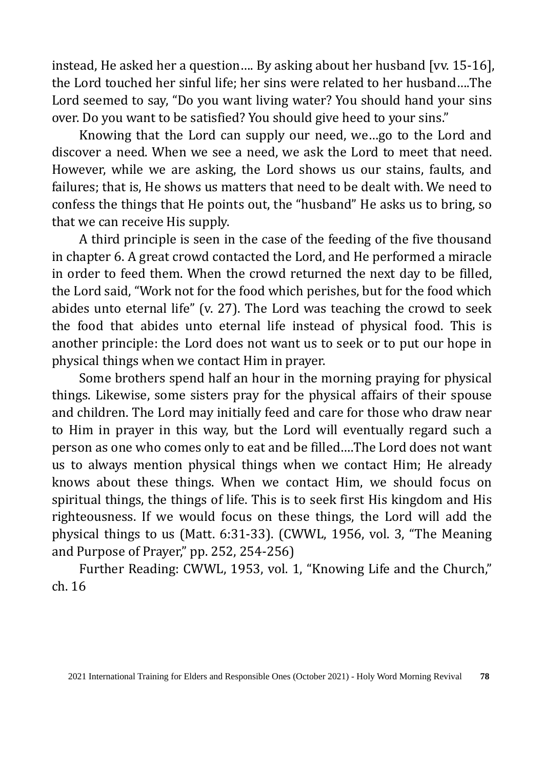instead, He asked her a question…. By asking about her husband [vv. 15-16], the Lord touched her sinful life; her sins were related to her husband….The Lord seemed to say, "Do you want living water? You should hand your sins over. Do you want to be satisfied? You should give heed to your sins."

Knowing that the Lord can supply our need, we…go to the Lord and discover a need. When we see a need, we ask the Lord to meet that need. However, while we are asking, the Lord shows us our stains, faults, and failures; that is, He shows us matters that need to be dealt with. We need to confess the things that He points out, the "husband" He asks us to bring, so that we can receive His supply.

A third principle is seen in the case of the feeding of the five thousand in chapter 6. A great crowd contacted the Lord, and He performed a miracle in order to feed them. When the crowd returned the next day to be filled, the Lord said, "Work not for the food which perishes, but for the food which abides unto eternal life" (v. 27). The Lord was teaching the crowd to seek the food that abides unto eternal life instead of physical food. This is another principle: the Lord does not want us to seek or to put our hope in physical things when we contact Him in prayer.

Some brothers spend half an hour in the morning praying for physical things. Likewise, some sisters pray for the physical affairs of their spouse and children. The Lord may initially feed and care for those who draw near to Him in prayer in this way, but the Lord will eventually regard such a person as one who comes only to eat and be filled….The Lord does not want us to always mention physical things when we contact Him; He already knows about these things. When we contact Him, we should focus on spiritual things, the things of life. This is to seek first His kingdom and His righteousness. If we would focus on these things, the Lord will add the physical things to us (Matt. 6:31-33). (CWWL, 1956, vol. 3, "The Meaning and Purpose of Prayer," pp. 252, 254-256)

Further Reading: CWWL, 1953, vol. 1, "Knowing Life and the Church," ch. 16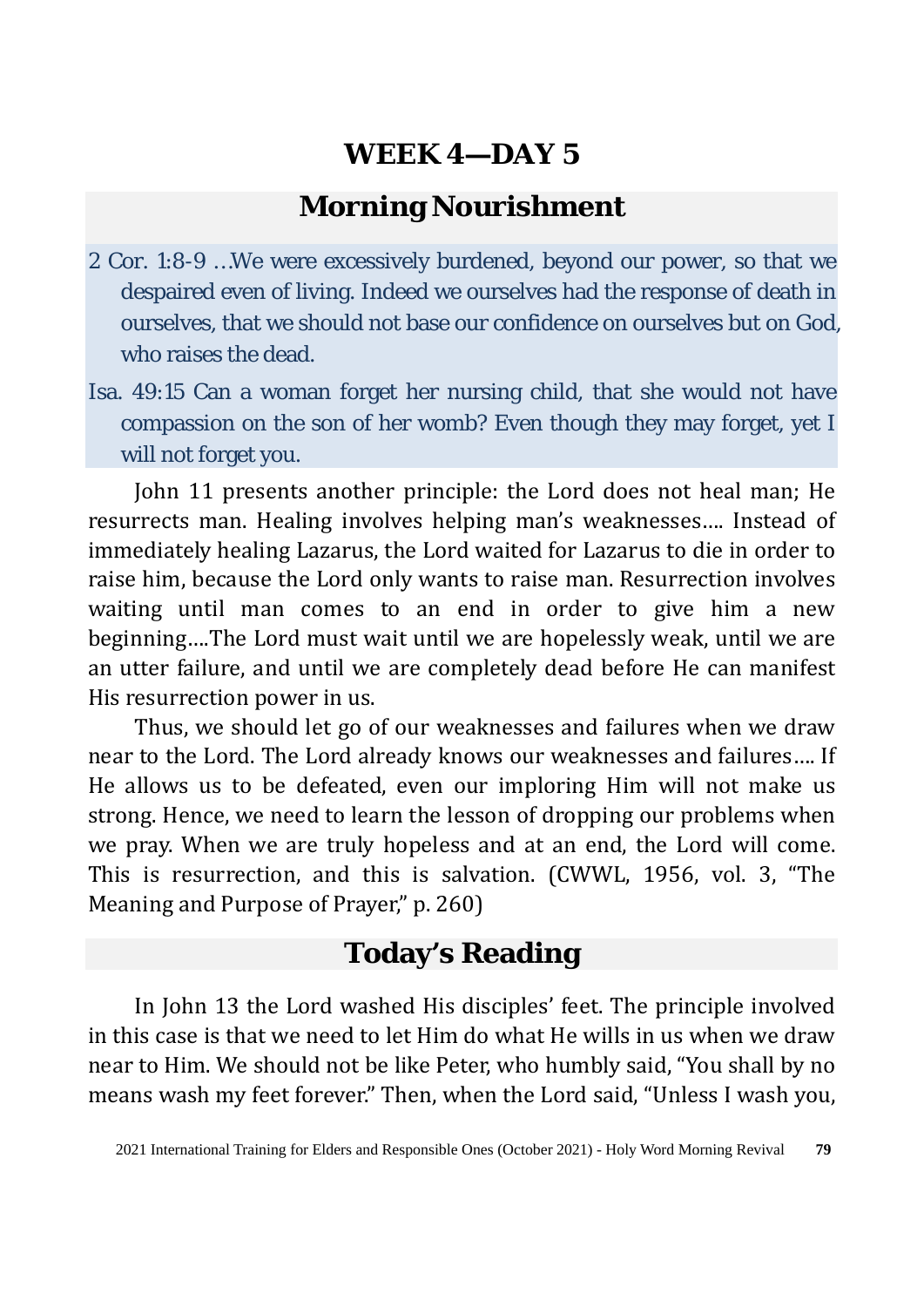# WEEK 4—DAY 5

## Morning Nourishment

2 Cor. 1:8-9 …We were excessively burdened, beyond our power, so that we despaired even of living. Indeed we ourselves had the response of death in ourselves, that we should not base our confidence on ourselves but on God, who raises the dead.

Isa. 49:15 Can a woman forget her nursing child, that she would not have compassion on the son of her womb? Even though they may forget, yet I will not forget you.

John 11 presents another principle: the Lord does not heal man; He resurrects man. Healing involves helping man's weaknesses…. Instead of immediately healing Lazarus, the Lord waited for Lazarus to die in order to raise him, because the Lord only wants to raise man. Resurrection involves waiting until man comes to an end in order to give him a new beginning….The Lord must wait until we are hopelessly weak, until we are an utter failure, and until we are completely dead before He can manifest His resurrection power in us.

Thus, we should let go of our weaknesses and failures when we draw near to the Lord. The Lord already knows our weaknesses and failures…. If He allows us to be defeated, even our imploring Him will not make us strong. Hence, we need to learn the lesson of dropping our problems when we pray. When we are truly hopeless and at an end, the Lord will come. This is resurrection, and this is salvation. (CWWL, 1956, vol. 3, "The Meaning and Purpose of Prayer," p. 260)

## Today's Reading

In John 13 the Lord washed His disciples' feet. The principle involved in this case is that we need to let Him do what He wills in us when we draw near to Him. We should not be like Peter, who humbly said, "You shall by no means wash my feet forever." Then, when the Lord said, "Unless I wash you,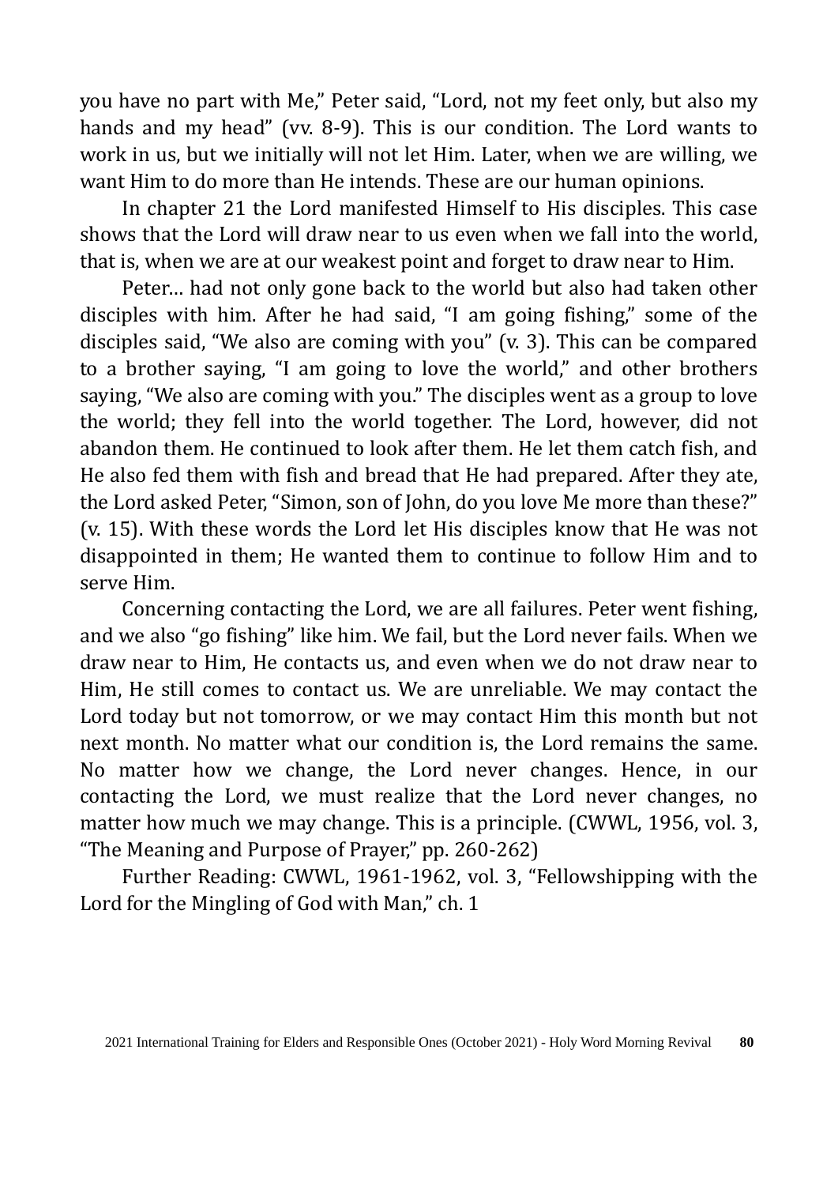you have no part with Me," Peter said, "Lord, not my feet only, but also my hands and my head" (vv. 8-9). This is our condition. The Lord wants to work in us, but we initially will not let Him. Later, when we are willing, we want Him to do more than He intends. These are our human opinions.

In chapter 21 the Lord manifested Himself to His disciples. This case shows that the Lord will draw near to us even when we fall into the world, that is, when we are at our weakest point and forget to draw near to Him.

Peter… had not only gone back to the world but also had taken other disciples with him. After he had said, "I am going fishing," some of the disciples said, "We also are coming with you" (v. 3). This can be compared to a brother saying, "I am going to love the world," and other brothers saying, "We also are coming with you." The disciples went as a group to love the world; they fell into the world together. The Lord, however, did not abandon them. He continued to look after them. He let them catch fish, and He also fed them with fish and bread that He had prepared. After they ate, the Lord asked Peter, "Simon, son of John, do you love Me more than these?" (v. 15). With these words the Lord let His disciples know that He was not disappointed in them; He wanted them to continue to follow Him and to serve Him.

Concerning contacting the Lord, we are all failures. Peter went fishing, and we also "go fishing" like him. We fail, but the Lord never fails. When we draw near to Him, He contacts us, and even when we do not draw near to Him, He still comes to contact us. We are unreliable. We may contact the Lord today but not tomorrow, or we may contact Him this month but not next month. No matter what our condition is, the Lord remains the same. No matter how we change, the Lord never changes. Hence, in our contacting the Lord, we must realize that the Lord never changes, no matter how much we may change. This is a principle. (CWWL, 1956, vol. 3, "The Meaning and Purpose of Prayer," pp. 260-262)

Further Reading: CWWL, 1961-1962, vol. 3, "Fellowshipping with the Lord for the Mingling of God with Man," ch. 1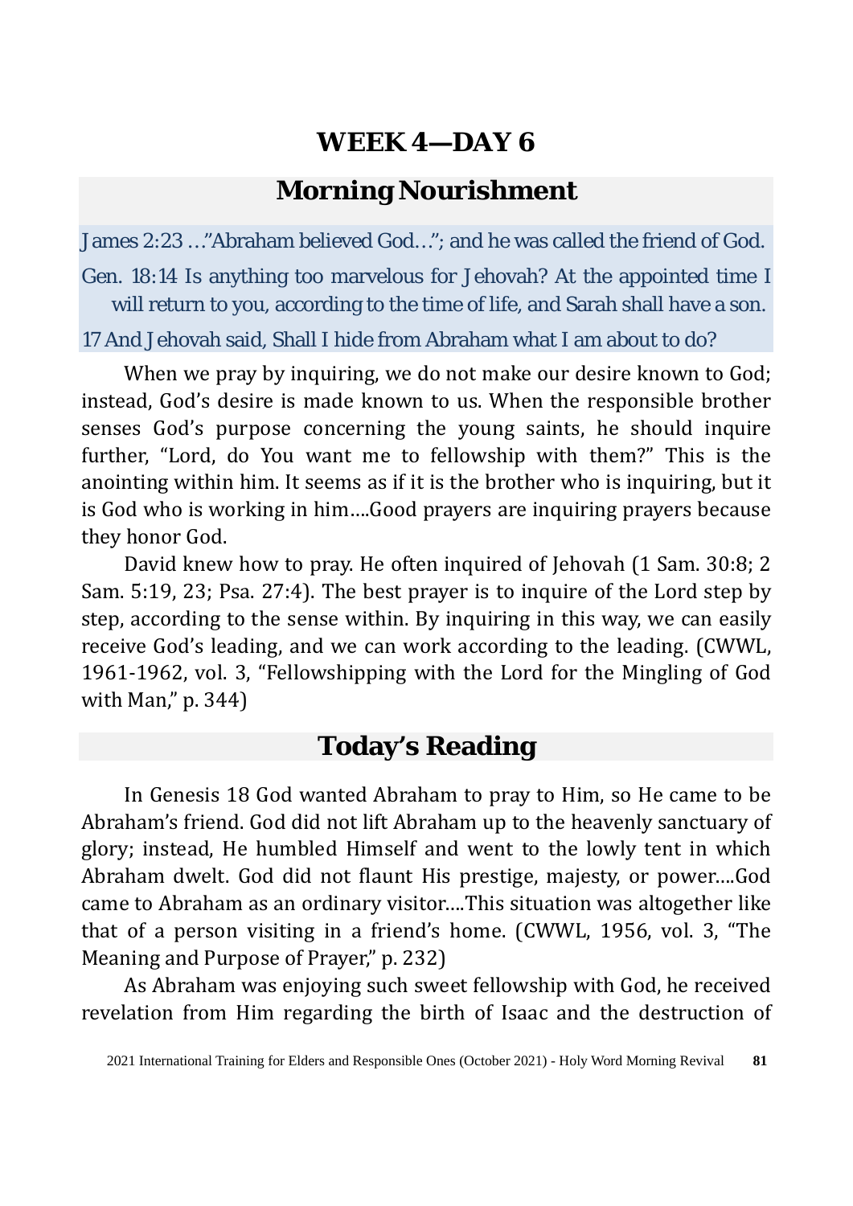# WEEK 4—DAY 6

## Morning Nourishment

James 2:23 …"Abraham believed God…"; and he was called the friend of God.

Gen. 18:14 Is anything too marvelous for Jehovah? At the appointed time I will return to you, according to the time of life, and Sarah shall have a son.

17 And Jehovah said, Shall I hide from Abraham what I am about to do?

When we pray by inquiring, we do not make our desire known to God; instead, God's desire is made known to us. When the responsible brother senses God's purpose concerning the young saints, he should inquire further, "Lord, do You want me to fellowship with them?" This is the anointing within him. It seems as if it is the brother who is inquiring, but it is God who is working in him….Good prayers are inquiring prayers because they honor God.

David knew how to pray. He often inquired of Jehovah (1 Sam. 30:8; 2 Sam. 5:19, 23; Psa. 27:4). The best prayer is to inquire of the Lord step by step, according to the sense within. By inquiring in this way, we can easily receive God's leading, and we can work according to the leading. (CWWL, 1961-1962, vol. 3, "Fellowshipping with the Lord for the Mingling of God with Man," p. 344)

## Today's Reading

In Genesis 18 God wanted Abraham to pray to Him, so He came to be Abraham's friend. God did not lift Abraham up to the heavenly sanctuary of glory; instead, He humbled Himself and went to the lowly tent in which Abraham dwelt. God did not flaunt His prestige, majesty, or power….God came to Abraham as an ordinary visitor….This situation was altogether like that of a person visiting in a friend's home. (CWWL, 1956, vol. 3, "The Meaning and Purpose of Prayer," p. 232)

As Abraham was enjoying such sweet fellowship with God, he received revelation from Him regarding the birth of Isaac and the destruction of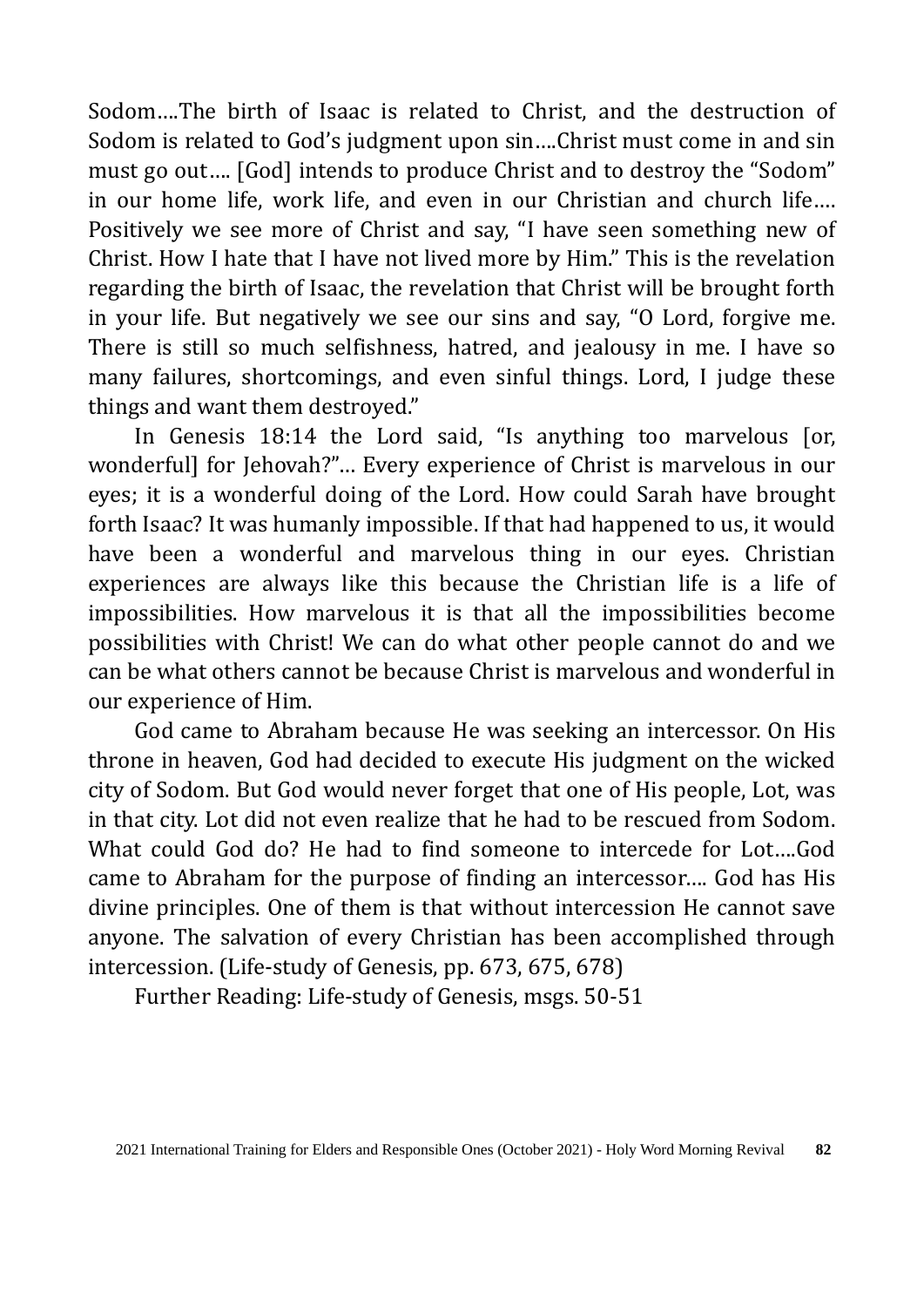Sodom….The birth of Isaac is related to Christ, and the destruction of Sodom is related to God's judgment upon sin….Christ must come in and sin must go out…. [God] intends to produce Christ and to destroy the "Sodom" in our home life, work life, and even in our Christian and church life…. Positively we see more of Christ and say, "I have seen something new of Christ. How I hate that I have not lived more by Him." This is the revelation regarding the birth of Isaac, the revelation that Christ will be brought forth in your life. But negatively we see our sins and say, "O Lord, forgive me. There is still so much selfishness, hatred, and jealousy in me. I have so many failures, shortcomings, and even sinful things. Lord, I judge these things and want them destroyed."

In Genesis 18:14 the Lord said, "Is anything too marvelous [or, wonderful] for Jehovah?"… Every experience of Christ is marvelous in our eyes; it is a wonderful doing of the Lord. How could Sarah have brought forth Isaac? It was humanly impossible. If that had happened to us, it would have been a wonderful and marvelous thing in our eyes. Christian experiences are always like this because the Christian life is a life of impossibilities. How marvelous it is that all the impossibilities become possibilities with Christ! We can do what other people cannot do and we can be what others cannot be because Christ is marvelous and wonderful in our experience of Him.

God came to Abraham because He was seeking an intercessor. On His throne in heaven, God had decided to execute His judgment on the wicked city of Sodom. But God would never forget that one of His people, Lot, was in that city. Lot did not even realize that he had to be rescued from Sodom. What could God do? He had to find someone to intercede for Lot….God came to Abraham for the purpose of finding an intercessor…. God has His divine principles. One of them is that without intercession He cannot save anyone. The salvation of every Christian has been accomplished through intercession. (Life-study of Genesis, pp. 673, 675, 678)

Further Reading: Life-study of Genesis, msgs. 50-51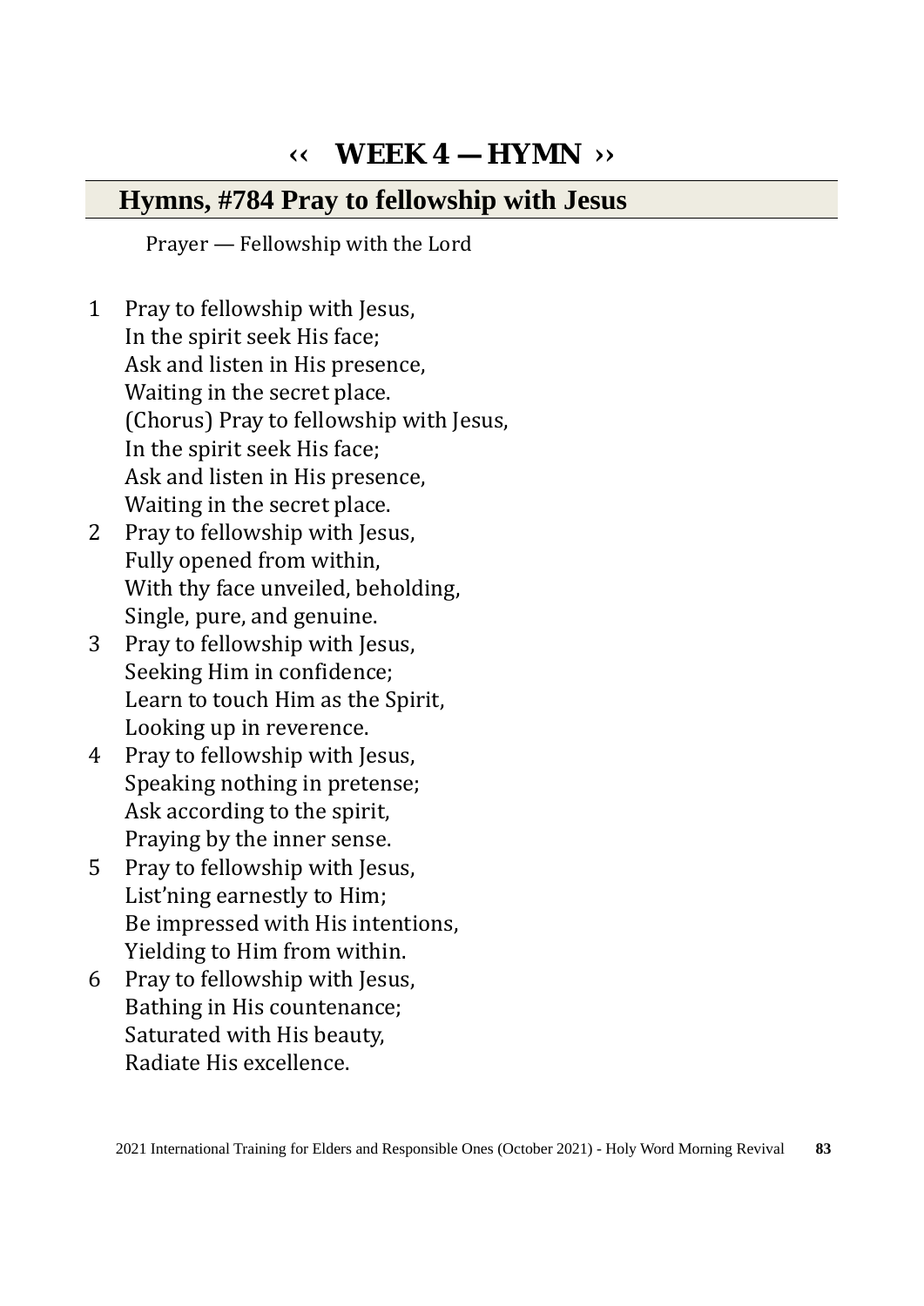# ‹‹ WEEK 4 — HYMN ››

## Hymns, #784 Pray to fellowship with Jesus

Prayer — Fellowship with the Lord

1 Pray to fellowship with Jesus,
In the spirit seek His face;
Ask and listen in His presence,
Waiting in the secret place.
(Chorus) Pray to fellowship with Jesus,
In the spirit seek His face;
Ask and listen in His presence,
Waiting in the secret place.

2 Pray to fellowship with Jesus,
Fully opened from within,
With thy face unveiled, beholding,
Single, pure, and genuine.

3 Pray to fellowship with Jesus,
Seeking Him in confidence;
Learn to touch Him as the Spirit,
Looking up in reverence.

4 Pray to fellowship with Jesus,
Speaking nothing in pretense;
Ask according to the spirit,
Praying by the inner sense.

5 Pray to fellowship with Jesus,
List'ning earnestly to Him;
Be impressed with His intentions,
Yielding to Him from within.

6 Pray to fellowship with Jesus,
Bathing in His countenance;
Saturated with His beauty,
Radiate His excellence.